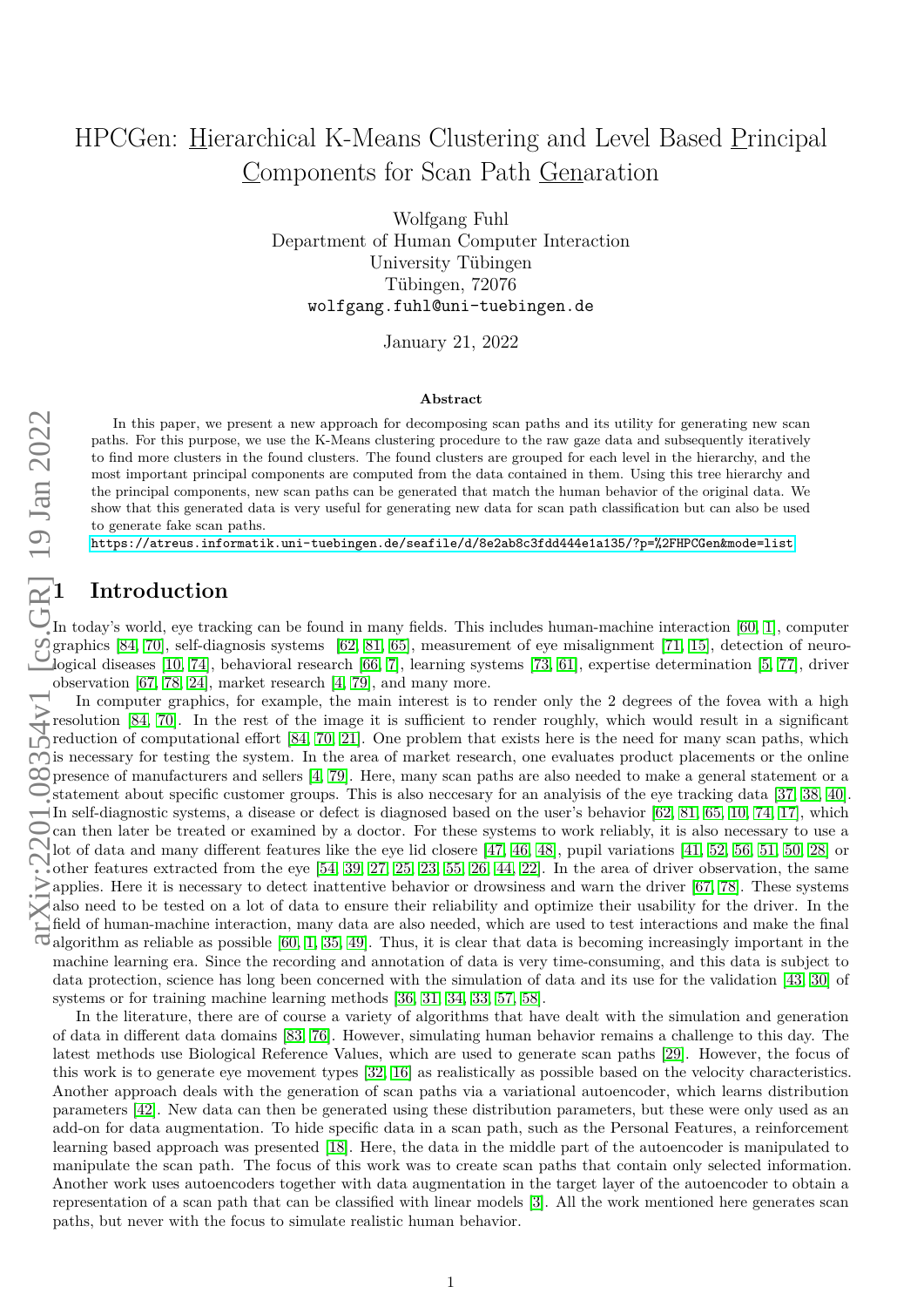# HPCGen: Hierarchical K-Means Clustering and Level Based Principal Components for Scan Path Generation

Wolfgang Fuhl
Department of Human Computer Interaction
University Tübingen
Tübingen, 72076
wolfgang.fuhl@uni-tuebingen.de

January 21, 2022

**Abstract**

In this paper, we present a new approach for decomposing scan paths and its utility for generating new scan paths. For this purpose, we use the K-Means clustering procedure to the raw gaze data and subsequently iteratively to find more clusters in the found clusters. The found clusters are grouped for each level in the hierarchy, and the most important principal components are computed from the data contained in them. Using this tree hierarchy and the principal components, new scan paths can be generated that match the human behavior of the original data. We show that this generated data is very useful for generating new data for scan path classification but can also be used to generate fake scan paths.

https://atreus.informatik.uni-tuebingen.de/seafile/d/8e2ab8c3fdd444e1a135/?p=%2FHPCGen&mode=list

## 1 Introduction

In today's world, eye tracking can be found in many fields. This includes human-machine interaction [60, 1], computer graphics [84, 70], self-diagnosis systems [62, 81, 65], measurement of eye misalignment [71, 15], detection of neurological diseases [10, 74], behavioral research [66, 7], learning systems [73, 61], expertise determination [5, 77], driver observation [67, 78, 24], market research [4, 79], and many more.

In computer graphics, for example, the main interest is to render only the 2 degrees of the fovea with a high resolution [84, 70]. In the rest of the image it is sufficient to render roughly, which would result in a significant reduction of computational effort [84, 70, 21]. One problem that exists here is the need for many scan paths, which is necessary for testing the system. In the area of market research, one evaluates product placements or the online presence of manufacturers and sellers [4, 79]. Here, many scan paths are also needed to make a general statement or a statement about specific customer groups. This is also neccesary for an analyisis of the eye tracking data [37, 38, 40]. In self-diagnostic systems, a disease or defect is diagnosed based on the user's behavior [62, 81, 65, 10, 74, 17], which can then later be treated or examined by a doctor. For these systems to work reliably, it is also necessary to use a lot of data and many different features like the eye lid closere [47, 46, 48], pupil variations [41, 52, 56, 51, 50, 28] or other features extracted from the eye [54, 39, 27, 25, 23, 55, 26, 44, 22]. In the area of driver observation, the same applies. Here it is necessary to detect inattentive behavior or drowsiness and warn the driver [67, 78]. These systems also need to be tested on a lot of data to ensure their reliability and optimize their usability for the driver. In the field of human-machine interaction, many data are also needed, which are used to test interactions and make the final algorithm as reliable as possible [60, 1, 35, 49]. Thus, it is clear that data is becoming increasingly important in the machine learning era. Since the recording and annotation of data is very time-consuming, and this data is subject to data protection, science has long been concerned with the simulation of data and its use for the validation [43, 30] of systems or for training machine learning methods [36, 31, 34, 33, 57, 58].

In the literature, there are of course a variety of algorithms that have dealt with the simulation and generation of data in different data domains [83, 76]. However, simulating human behavior remains a challenge to this day. The latest methods use Biological Reference Values, which are used to generate scan paths [29]. However, the focus of this work is to generate eye movement types [32, 16] as realistically as possible based on the velocity characteristics. Another approach deals with the generation of scan paths via a variational autoencoder, which learns distribution parameters [42]. New data can then be generated using these distribution parameters, but these were only used as an add-on for data augmentation. To hide specific data in a scan path, such as the Personal Features, a reinforcement learning based approach was presented [18]. Here, the data in the middle part of the autoencoder is manipulated to manipulate the scan path. The focus of this work was to create scan paths that contain only selected information. Another work uses autoencoders together with data augmentation in the target layer of the autoencoder to obtain a representation of a scan path that can be classified with linear models [3]. All the work mentioned here generates scan paths, but never with the focus to simulate realistic human behavior.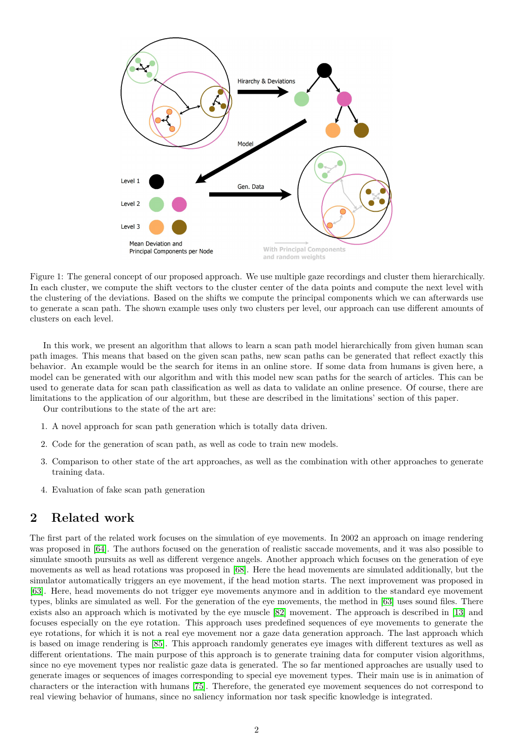Figure 1: The general concept of our proposed approach. We use multiple gaze recordings and cluster them hierarchically. In each cluster, we compute the shift vectors to the cluster center of the data points and compute the next level with the clustering of the deviations. Based on the shifts we compute the principal components which we can afterwards use to generate a scan path. The shown example uses only two clusters per level, our approach can use different amounts of clusters on each level.

In this work, we present an algorithm that allows to learn a scan path model hierarchically from given human scan path images. This means that based on the given scan paths, new scan paths can be generated that reflect exactly this behavior. An example would be the search for items in an online store. If some data from humans is given here, a model can be generated with our algorithm and with this model new scan paths for the search of articles. This can be used to generate data for scan path classification as well as data to validate an online presence. Of course, there are limitations to the application of our algorithm, but these are described in the limitations' section of this paper.

Our contributions to the state of the art are:

1. A novel approach for scan path generation which is totally data driven.
2. Code for the generation of scan path, as well as code to train new models.
3. Comparison to other state of the art approaches, as well as the combination with other approaches to generate training data.
4. Evaluation of fake scan path generation

## 2 Related work

The first part of the related work focuses on the simulation of eye movements. In 2002 an approach on image rendering was proposed in [64]. The authors focused on the generation of realistic saccade movements, and it was also possible to simulate smooth pursuits as well as different vergence angles. Another approach which focuses on the generation of eye movements as well as head rotations was proposed in [68]. Here the head movements are simulated additionally, but the simulator automatically triggers an eye movement, if the head motion starts. The next improvement was proposed in [63]. Here, head movements do not trigger eye movements anymore and in addition to the standard eye movement types, blinks are simulated as well. For the generation of the eye movements, the method in [63] uses sound files. There exists also an approach which is motivated by the eye muscle [82] movement. The approach is described in [13] and focuses especially on the eye rotation. This approach uses predefined sequences of eye movements to generate the eye rotations, for which it is not a real eye movement nor a gaze data generation approach. The last approach which is based on image rendering is [85]. This approach randomly generates eye images with different textures as well as different orientations. The main purpose of this approach is to generate training data for computer vision algorithms, since no eye movement types nor realistic gaze data is generated. The so far mentioned approaches are usually used to generate images or sequences of images corresponding to special eye movement types. Their main use is in animation of characters or the interaction with humans [75]. Therefore, the generated eye movement sequences do not correspond to real viewing behavior of humans, since no saliency information nor task specific knowledge is integrated.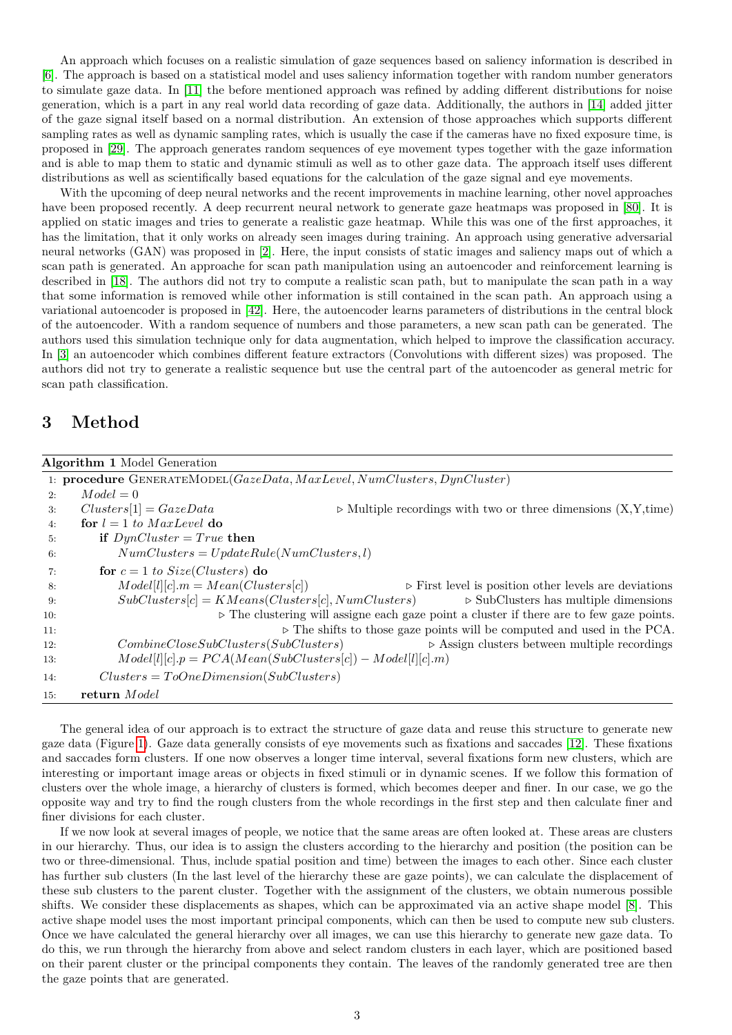An approach which focuses on a realistic simulation of gaze sequences based on saliency information is described in [6]. The approach is based on a statistical model and uses saliency information together with random number generators to simulate gaze data. In [11] the before mentioned approach was refined by adding different distributions for noise generation, which is a part in any real world data recording of gaze data. Additionally, the authors in [14] added jitter of the gaze signal itself based on a normal distribution. An extension of those approaches which supports different sampling rates as well as dynamic sampling rates, which is usually the case if the cameras have no fixed exposure time, is proposed in [29]. The approach generates random sequences of eye movement types together with the gaze information and is able to map them to static and dynamic stimuli as well as to other gaze data. The approach itself uses different distributions as well as scientifically based equations for the calculation of the gaze signal and eye movements.

With the upcoming of deep neural networks and the recent improvements in machine learning, other novel approaches have been proposed recently. A deep recurrent neural network to generate gaze heatmaps was proposed in [80]. It is applied on static images and tries to generate a realistic gaze heatmap. While this was one of the first approaches, it has the limitation, that it only works on already seen images during training. An approach using generative adversarial neural networks (GAN) was proposed in [2]. Here, the input consists of static images and saliency maps out of which a scan path is generated. An approache for scan path manipulation using an autoencoder and reinforcement learning is described in [18]. The authors did not try to compute a realistic scan path, but to manipulate the scan path in a way that some information is removed while other information is still contained in the scan path. An approach using a variational autoencoder is proposed in [42]. Here, the autoencoder learns parameters of distributions in the central block of the autoencoder. With a random sequence of numbers and those parameters, a new scan path can be generated. The authors used this simulation technique only for data augmentation, which helped to improve the classification accuracy. In [3] an autoencoder which combines different feature extractors (Convolutions with different sizes) was proposed. The authors did not try to generate a realistic sequence but use the central part of the autoencoder as general metric for scan path classification.

# 3 Method

**Algorithm 1** Model Generation

```
1:  procedure GenerateModel(GazeData, MaxLevel, NumClusters, DynCluster)
2:      Model = 0
3:      Clusters[1] = GazeData              ▷ Multiple recordings with two or three dimensions (X,Y,time)
4:      for l = 1 to MaxLevel do
5:          if DynCluster = True then
6:              NumClusters = UpdateRule(NumClusters, l)
7:          for c = 1 to Size(Clusters) do
8:              Model[l][c].m = Mean(Clusters[c])     ▷ First level is position other levels are deviations
9:              SubClusters[c] = KMeans(Clusters[c], NumClusters)   ▷ SubClusters has multiple dimensions
10:                 ▷ The clustering will assigne each gaze point a cluster if there are to few gaze points.
11:                 ▷ The shifts to those gaze points will be computed and used in the PCA.
12:             CombineCloseSubClusters(SubClusters)   ▷ Assign clusters between multiple recordings
13:             Model[l][c].p = PCA(Mean(SubClusters[c]) − Model[l][c].m)
14:         Clusters = ToOneDimension(SubClusters)
15:     return Model
```

The general idea of our approach is to extract the structure of gaze data and reuse this structure to generate new gaze data (Figure 1). Gaze data generally consists of eye movements such as fixations and saccades [12]. These fixations and saccades form clusters. If one now observes a longer time interval, several fixations form new clusters, which are interesting or important image areas or objects in fixed stimuli or in dynamic scenes. If we follow this formation of clusters over the whole image, a hierarchy of clusters is formed, which becomes deeper and finer. In our case, we go the opposite way and try to find the rough clusters from the whole recordings in the first step and then calculate finer and finer divisions for each cluster.

If we now look at several images of people, we notice that the same areas are often looked at. These areas are clusters in our hierarchy. Thus, our idea is to assign the clusters according to the hierarchy and position (the position can be two or three-dimensional. Thus, include spatial position and time) between the images to each other. Since each cluster has further sub clusters (In the last level of the hierarchy these are gaze points), we can calculate the displacement of these sub clusters to the parent cluster. Together with the assignment of the clusters, we obtain numerous possible shifts. We consider these displacements as shapes, which can be approximated via an active shape model [8]. This active shape model uses the most important principal components, which can then be used to compute new sub clusters. Once we have calculated the general hierarchy over all images, we can use this hierarchy to generate new gaze data. To do this, we run through the hierarchy from above and select random clusters in each layer, which are positioned based on their parent cluster or the principal components they contain. The leaves of the randomly generated tree are then the gaze points that are generated.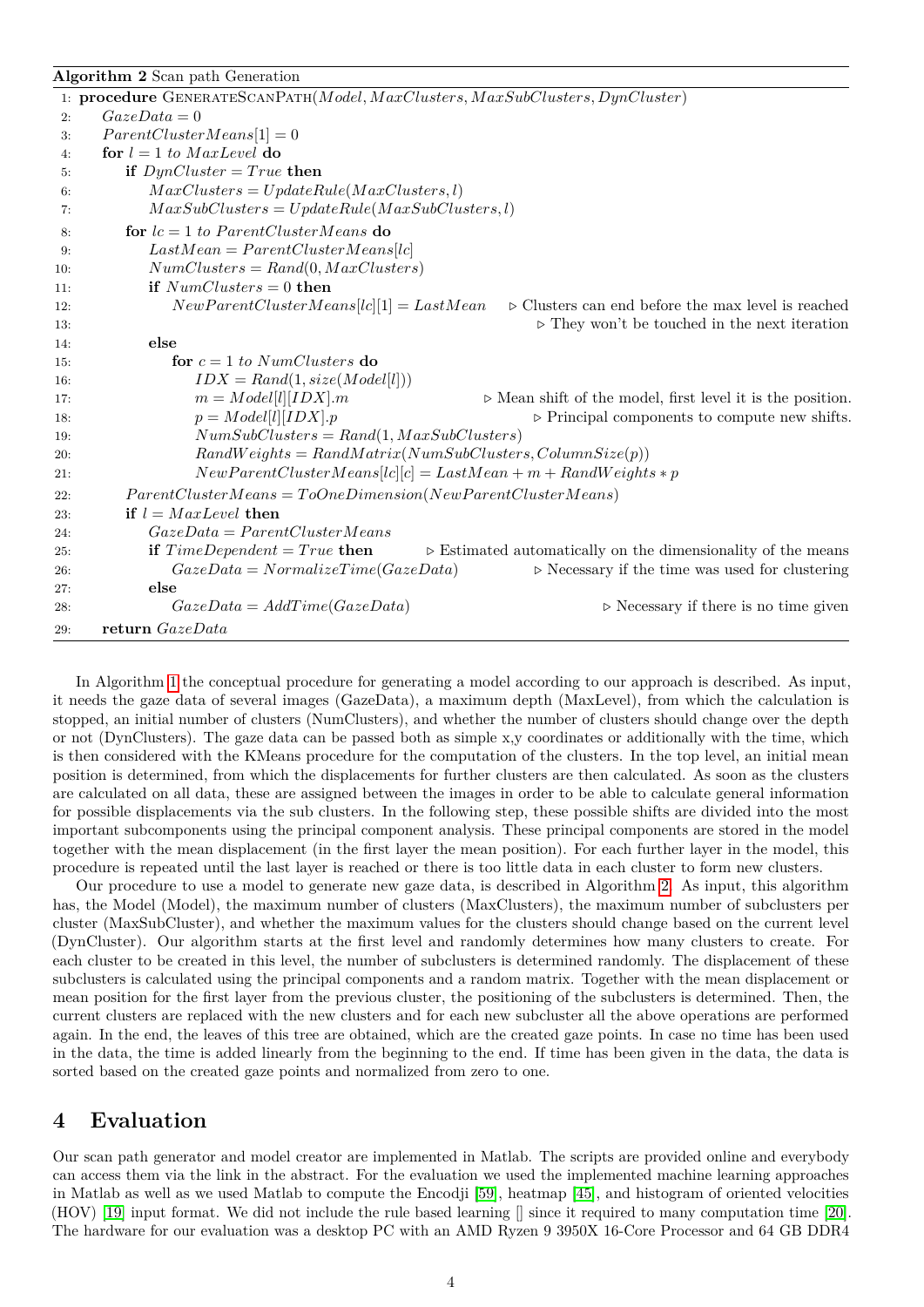**Algorithm 2** Scan path Generation

```
1: procedure GenerateScanPath(Model, MaxClusters, MaxSubClusters, DynCluster)
2:     GazeData = 0
3:     ParentClusterMeans[1] = 0
4:     for l = 1 to MaxLevel do
5:         if DynCluster = True then
6:             MaxClusters = UpdateRule(MaxClusters, l)
7:             MaxSubClusters = UpdateRule(MaxSubClusters, l)
8:         for lc = 1 to ParentClusterMeans do
9:             LastMean = ParentClusterMeans[lc]
10:            NumClusters = Rand(0, MaxClusters)
11:            if NumClusters = 0 then
12:                NewParentClusterMeans[lc][1] = LastMean    ▷ Clusters can end before the max level is reached
13:                                                           ▷ They won't be touched in the next iteration
14:            else
15:                for c = 1 to NumClusters do
16:                    IDX = Rand(1, size(Model[l]))
17:                    m = Model[l][IDX].m          ▷ Mean shift of the model, first level it is the position.
18:                    p = Model[l][IDX].p          ▷ Principal components to compute new shifts.
19:                    NumSubClusters = Rand(1, MaxSubClusters)
20:                    RandWeights = RandMatrix(NumSubClusters, ColumnSize(p))
21:                    NewParentClusterMeans[lc][c] = LastMean + m + RandWeights * p
22:        ParentClusterMeans = ToOneDimension(NewParentClusterMeans)
23:        if l = MaxLevel then
24:            GazeData = ParentClusterMeans
25:            if TimeDependent = True then     ▷ Estimated automatically on the dimensionality of the means
26:                GazeData = NormalizeTime(GazeData)    ▷ Necessary if the time was used for clustering
27:            else
28:                GazeData = AddTime(GazeData)          ▷ Necessary if there is no time given
29:    return GazeData
```

In Algorithm 1 the conceptual procedure for generating a model according to our approach is described. As input, it needs the gaze data of several images (GazeData), a maximum depth (MaxLevel), from which the calculation is stopped, an initial number of clusters (NumClusters), and whether the number of clusters should change over the depth or not (DynClusters). The gaze data can be passed both as simple x,y coordinates or additionally with the time, which is then considered with the KMeans procedure for the computation of the clusters. In the top level, an initial mean position is determined, from which the displacements for further clusters are then calculated. As soon as the clusters are calculated on all data, these are assigned between the images in order to be able to calculate general information for possible displacements via the sub clusters. In the following step, these possible shifts are divided into the most important subcomponents using the principal component analysis. These principal components are stored in the model together with the mean displacement (in the first layer the mean position). For each further layer in the model, this procedure is repeated until the last layer is reached or there is too little data in each cluster to form new clusters.

Our procedure to use a model to generate new gaze data, is described in Algorithm 2. As input, this algorithm has, the Model (Model), the maximum number of clusters (MaxClusters), the maximum number of subclusters per cluster (MaxSubCluster), and whether the maximum values for the clusters should change based on the current level (DynCluster). Our algorithm starts at the first level and randomly determines how many clusters to create. For each cluster to be created in this level, the number of subclusters is determined randomly. The displacement of these subclusters is calculated using the principal components and a random matrix. Together with the mean displacement or mean position for the first layer from the previous cluster, the positioning of the subclusters is determined. Then, the current clusters are replaced with the new clusters and for each new subcluster all the above operations are performed again. In the end, the leaves of this tree are obtained, which are the created gaze points. In case no time has been used in the data, the time is added linearly from the beginning to the end. If time has been given in the data, the data is sorted based on the created gaze points and normalized from zero to one.

## 4 Evaluation

Our scan path generator and model creator are implemented in Matlab. The scripts are provided online and everybody can access them via the link in the abstract. For the evaluation we used the implemented machine learning approaches in Matlab as well as we used Matlab to compute the Encodji [59], heatmap [45], and histogram of oriented velocities (HOV) [19] input format. We did not include the rule based learning [] since it required to many computation time [20]. The hardware for our evaluation was a desktop PC with an AMD Ryzen 9 3950X 16-Core Processor and 64 GB DDR4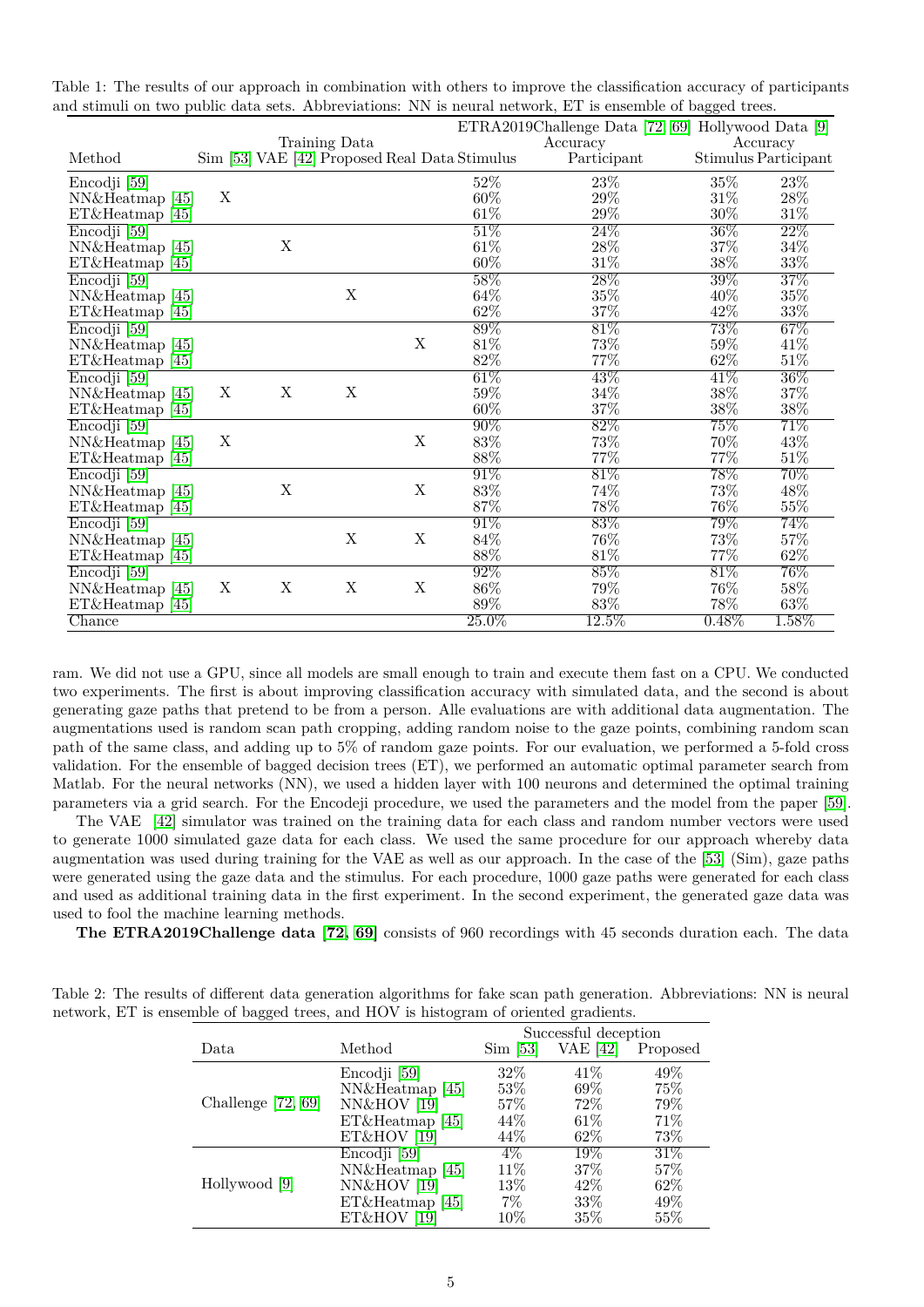Table 1: The results of our approach in combination with others to improve the classification accuracy of participants and stimuli on two public data sets. Abbreviations: NN is neural network, ET is ensemble of bagged trees.

| Method | Training Data | | | | ETRA2019Challenge Data [72] [69] Accuracy | | Hollywood Data [9] Accuracy | |
|---|---|---|---|---|---|---|---|---|
| | Sim [53] | VAE [42] | Proposed | Real Data | Stimulus | Participant | Stimulus | Participant |
| Encodji [59] | | | | | 52% | 23% | 35% | 23% |
| NN&Heatmap [45] | X | | | | 60% | 29% | 31% | 28% |
| ET&Heatmap [45] | | | | | 61% | 29% | 30% | 31% |
| Encodji [59] | | | | | 51% | 24% | 36% | 22% |
| NN&Heatmap [45] | | X | | | 61% | 28% | 37% | 34% |
| ET&Heatmap [45] | | | | | 60% | 31% | 38% | 33% |
| Encodji [59] | | | | | 58% | 28% | 39% | 37% |
| NN&Heatmap [45] | | | X | | 64% | 35% | 40% | 35% |
| ET&Heatmap [45] | | | | | 62% | 37% | 42% | 33% |
| Encodji [59] | | | | | 89% | 81% | 73% | 67% |
| NN&Heatmap [45] | | | | X | 81% | 73% | 59% | 41% |
| ET&Heatmap [45] | | | | | 82% | 77% | 62% | 51% |
| Encodji [59] | | | | | 61% | 43% | 41% | 36% |
| NN&Heatmap [45] | X | X | X | | 59% | 34% | 38% | 37% |
| ET&Heatmap [45] | | | | | 60% | 37% | 38% | 38% |
| Encodji [59] | | | | | 90% | 82% | 75% | 71% |
| NN&Heatmap [45] | X | | | X | 83% | 73% | 70% | 43% |
| ET&Heatmap [45] | | | | | 88% | 77% | 77% | 51% |
| Encodji [59] | | | | | 91% | 81% | 78% | 70% |
| NN&Heatmap [45] | | X | | X | 83% | 74% | 73% | 48% |
| ET&Heatmap [45] | | | | | 87% | 78% | 76% | 55% |
| Encodji [59] | | | | | 91% | 83% | 79% | 74% |
| NN&Heatmap [45] | | | X | X | 84% | 76% | 73% | 57% |
| ET&Heatmap [45] | | | | | 88% | 81% | 77% | 62% |
| Encodji [59] | | | | | 92% | 85% | 81% | 76% |
| NN&Heatmap [45] | X | X | X | X | 86% | 79% | 76% | 58% |
| ET&Heatmap [45] | | | | | 89% | 83% | 78% | 63% |
| Chance | | | | | 25.0% | 12.5% | 0.48% | 1.58% |

ram. We did not use a GPU, since all models are small enough to train and execute them fast on a CPU. We conducted two experiments. The first is about improving classification accuracy with simulated data, and the second is about generating gaze paths that pretend to be from a person. Alle evaluations are with additional data augmentation. The augmentations used is random scan path cropping, adding random noise to the gaze points, combining random scan path of the same class, and adding up to 5% of random gaze points. For our evaluation, we performed a 5-fold cross validation. For the ensemble of bagged decision trees (ET), we performed an automatic optimal parameter search from Matlab. For the neural networks (NN), we used a hidden layer with 100 neurons and determined the optimal training parameters via a grid search. For the Encodeji procedure, we used the parameters and the model from the paper [59].

The VAE [42] simulator was trained on the training data for each class and random number vectors were used to generate 1000 simulated gaze data for each class. We used the same procedure for our approach whereby data augmentation was used during training for the VAE as well as our approach. In the case of the [53] (Sim), gaze paths were generated using the gaze data and the stimulus. For each procedure, 1000 gaze paths were generated for each class and used as additional training data in the first experiment. In the second experiment, the generated gaze data was used to fool the machine learning methods.

**The ETRA2019Challenge data [72, 69]** consists of 960 recordings with 45 seconds duration each. The data

Table 2: The results of different data generation algorithms for fake scan path generation. Abbreviations: NN is neural network, ET is ensemble of bagged trees, and HOV is histogram of oriented gradients.

| Data | Method | Successful deception | | |
|---|---|---|---|---|
| | | Sim [53] | VAE [42] | Proposed |
| Challenge [72, 69] | Encodji [59] | 32% | 41% | 49% |
| | NN&Heatmap [45] | 53% | 69% | 75% |
| | NN&HOV [19] | 57% | 72% | 79% |
| | ET&Heatmap [45] | 44% | 61% | 71% |
| | ET&HOV [19] | 44% | 62% | 73% |
| Hollywood [9] | Encodji [59] | 4% | 19% | 31% |
| | NN&Heatmap [45] | 11% | 37% | 57% |
| | NN&HOV [19] | 13% | 42% | 62% |
| | ET&Heatmap [45] | 7% | 33% | 49% |
| | ET&HOV [19] | 10% | 35% | 55% |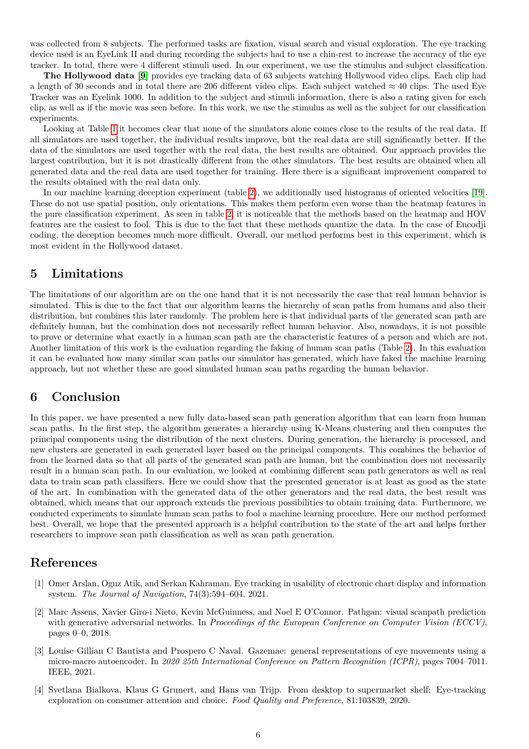was collected from 8 subjects. The performed tasks are fixation, visual search and visual exploration. The eye tracking device used is an EyeLink II and during recording the subjects had to use a chin-rest to increase the accuracy of the eye tracker. In total, there were 4 different stimuli used. In our experiment, we use the stimulus and subject classification.

**The Hollywood data** [9] provides eye tracking data of 63 subjects watching Hollywood video clips. Each clip had a length of 30 seconds and in total there are 206 different video clips. Each subject watched $\approx 40$ clips. The used Eye Tracker was an Eyelink 1000. In addition to the subject and stimuli information, there is also a rating given for each clip, as well as if the movie was seen before. In this work, we use the stimulus as well as the subject for our classification experiments.

Looking at Table 1 it becomes clear that none of the simulators alone comes close to the results of the real data. If all simulators are used together, the individual results improve, but the real data are still significantly better. If the data of the simulators are used together with the real data, the best results are obtained. Our approach provides the largest contribution, but it is not drastically different from the other simulators. The best results are obtained when all generated data and the real data are used together for training. Here there is a significant improvement compared to the results obtained with the real data only.

In our machine learning deception experiment (table 2), we additionally used histograms of oriented velocities [19]. These do not use spatial position, only orientations. This makes them perform even worse than the heatmap features in the pure classification experiment. As seen in table 2, it is noticeable that the methods based on the heatmap and HOV features are the easiest to fool. This is due to the fact that these methods quantize the data. In the case of Encodji coding, the deception becomes much more difficult. Overall, our method performs best in this experiment, which is most evident in the Hollywood dataset.

## 5 Limitations

The limitations of our algorithm are on the one hand that it is not necessarily the case that real human behavior is simulated. This is due to the fact that our algorithm learns the hierarchy of scan paths from humans and also their distribution, but combines this later randomly. The problem here is that individual parts of the generated scan path are definitely human, but the combination does not necessarily reflect human behavior. Also, nowadays, it is not possible to prove or determine what exactly in a human scan path are the characteristic features of a person and which are not. Another limitation of this work is the evaluation regarding the faking of human scan paths (Table 2). In this evaluation it can be evaluated how many similar scan paths our simulator has generated, which have faked the machine learning approach, but not whether these are good simulated human scan paths regarding the human behavior.

## 6 Conclusion

In this paper, we have presented a new fully data-based scan path generation algorithm that can learn from human scan paths. In the first step, the algorithm generates a hierarchy using K-Means clustering and then computes the principal components using the distribution of the next clusters. During generation, the hierarchy is processed, and new clusters are generated in each generated layer based on the principal components. This combines the behavior of from the learned data so that all parts of the generated scan path are human, but the combination does not necessarily result in a human scan path. In our evaluation, we looked at combining different scan path generators as well as real data to train scan path classifiers. Here we could show that the presented generator is at least as good as the state of the art. In combination with the generated data of the other generators and the real data, the best result was obtained, which means that our approach extends the previous possibilities to obtain training data. Furthermore, we conducted experiments to simulate human scan paths to fool a machine learning procedure. Here our method performed best. Overall, we hope that the presented approach is a helpful contribution to the state of the art and helps further researchers to improve scan path classification as well as scan path generation.

## References

[1] Omer Arslan, Oguz Atik, and Serkan Kahraman. Eye tracking in usability of electronic chart display and information system. *The Journal of Navigation*, 74(3):594–604, 2021.

[2] Marc Assens, Xavier Giro-i Nieto, Kevin McGuinness, and Noel E O'Connor. Pathgan: visual scanpath prediction with generative adversarial networks. In *Proceedings of the European Conference on Computer Vision (ECCV)*, pages 0–0, 2018.

[3] Louise Gillian C Bautista and Prospero C Naval. Gazemae: general representations of eye movements using a micro-macro autoencoder. In *2020 25th International Conference on Pattern Recognition (ICPR)*, pages 7004–7011. IEEE, 2021.

[4] Svetlana Bialkova, Klaus G Grunert, and Hans van Trijp. From desktop to supermarket shelf: Eye-tracking exploration on consumer attention and choice. *Food Quality and Preference*, 81:103839, 2020.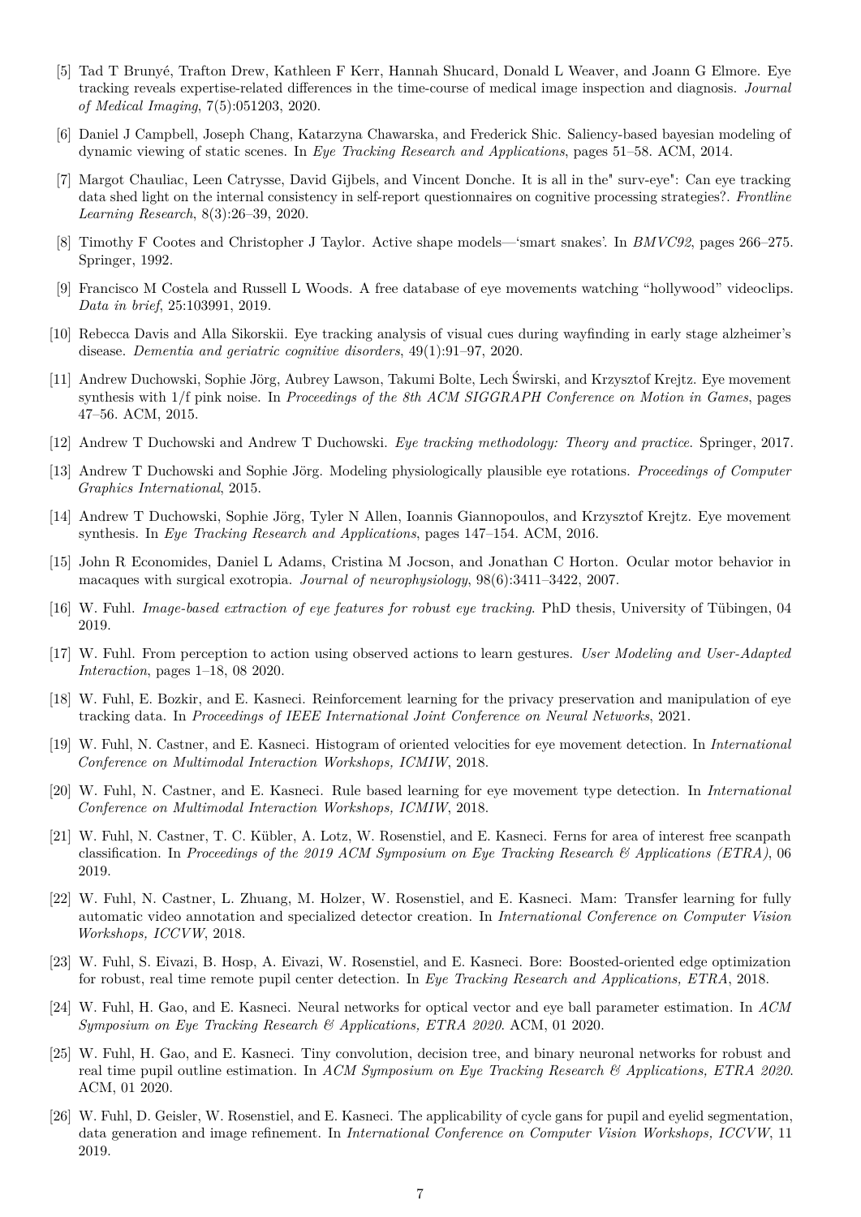[5] Tad T Brunyé, Trafton Drew, Kathleen F Kerr, Hannah Shucard, Donald L Weaver, and Joann G Elmore. Eye tracking reveals expertise-related differences in the time-course of medical image inspection and diagnosis. *Journal of Medical Imaging*, 7(5):051203, 2020.

[6] Daniel J Campbell, Joseph Chang, Katarzyna Chawarska, and Frederick Shic. Saliency-based bayesian modeling of dynamic viewing of static scenes. In *Eye Tracking Research and Applications*, pages 51–58. ACM, 2014.

[7] Margot Chauliac, Leen Catrysse, David Gijbels, and Vincent Donche. It is all in the" surv-eye": Can eye tracking data shed light on the internal consistency in self-report questionnaires on cognitive processing strategies?. *Frontline Learning Research*, 8(3):26–39, 2020.

[8] Timothy F Cootes and Christopher J Taylor. Active shape models—'smart snakes'. In *BMVC92*, pages 266–275. Springer, 1992.

[9] Francisco M Costela and Russell L Woods. A free database of eye movements watching "hollywood" videoclips. *Data in brief*, 25:103991, 2019.

[10] Rebecca Davis and Alla Sikorskii. Eye tracking analysis of visual cues during wayfinding in early stage alzheimer's disease. *Dementia and geriatric cognitive disorders*, 49(1):91–97, 2020.

[11] Andrew Duchowski, Sophie Jörg, Aubrey Lawson, Takumi Bolte, Lech Świrski, and Krzysztof Krejtz. Eye movement synthesis with 1/f pink noise. In *Proceedings of the 8th ACM SIGGRAPH Conference on Motion in Games*, pages 47–56. ACM, 2015.

[12] Andrew T Duchowski and Andrew T Duchowski. *Eye tracking methodology: Theory and practice*. Springer, 2017.

[13] Andrew T Duchowski and Sophie Jörg. Modeling physiologically plausible eye rotations. *Proceedings of Computer Graphics International*, 2015.

[14] Andrew T Duchowski, Sophie Jörg, Tyler N Allen, Ioannis Giannopoulos, and Krzysztof Krejtz. Eye movement synthesis. In *Eye Tracking Research and Applications*, pages 147–154. ACM, 2016.

[15] John R Economides, Daniel L Adams, Cristina M Jocson, and Jonathan C Horton. Ocular motor behavior in macaques with surgical exotropia. *Journal of neurophysiology*, 98(6):3411–3422, 2007.

[16] W. Fuhl. *Image-based extraction of eye features for robust eye tracking*. PhD thesis, University of Tübingen, 04 2019.

[17] W. Fuhl. From perception to action using observed actions to learn gestures. *User Modeling and User-Adapted Interaction*, pages 1–18, 08 2020.

[18] W. Fuhl, E. Bozkir, and E. Kasneci. Reinforcement learning for the privacy preservation and manipulation of eye tracking data. In *Proceedings of IEEE International Joint Conference on Neural Networks*, 2021.

[19] W. Fuhl, N. Castner, and E. Kasneci. Histogram of oriented velocities for eye movement detection. In *International Conference on Multimodal Interaction Workshops, ICMIW*, 2018.

[20] W. Fuhl, N. Castner, and E. Kasneci. Rule based learning for eye movement type detection. In *International Conference on Multimodal Interaction Workshops, ICMIW*, 2018.

[21] W. Fuhl, N. Castner, T. C. Kübler, A. Lotz, W. Rosenstiel, and E. Kasneci. Ferns for area of interest free scanpath classification. In *Proceedings of the 2019 ACM Symposium on Eye Tracking Research & Applications (ETRA)*, 06 2019.

[22] W. Fuhl, N. Castner, L. Zhuang, M. Holzer, W. Rosenstiel, and E. Kasneci. Mam: Transfer learning for fully automatic video annotation and specialized detector creation. In *International Conference on Computer Vision Workshops, ICCVW*, 2018.

[23] W. Fuhl, S. Eivazi, B. Hosp, A. Eivazi, W. Rosenstiel, and E. Kasneci. Bore: Boosted-oriented edge optimization for robust, real time remote pupil center detection. In *Eye Tracking Research and Applications, ETRA*, 2018.

[24] W. Fuhl, H. Gao, and E. Kasneci. Neural networks for optical vector and eye ball parameter estimation. In *ACM Symposium on Eye Tracking Research & Applications, ETRA 2020*. ACM, 01 2020.

[25] W. Fuhl, H. Gao, and E. Kasneci. Tiny convolution, decision tree, and binary neuronal networks for robust and real time pupil outline estimation. In *ACM Symposium on Eye Tracking Research & Applications, ETRA 2020*. ACM, 01 2020.

[26] W. Fuhl, D. Geisler, W. Rosenstiel, and E. Kasneci. The applicability of cycle gans for pupil and eyelid segmentation, data generation and image refinement. In *International Conference on Computer Vision Workshops, ICCVW*, 11 2019.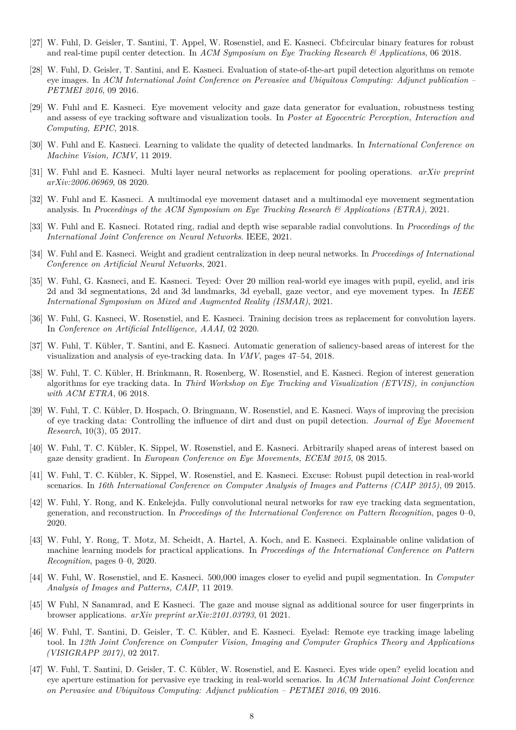[27] W. Fuhl, D. Geisler, T. Santini, T. Appel, W. Rosenstiel, and E. Kasneci. Cbf:circular binary features for robust and real-time pupil center detection. In *ACM Symposium on Eye Tracking Research & Applications*, 06 2018.

[28] W. Fuhl, D. Geisler, T. Santini, and E. Kasneci. Evaluation of state-of-the-art pupil detection algorithms on remote eye images. In *ACM International Joint Conference on Pervasive and Ubiquitous Computing: Adjunct publication – PETMEI 2016*, 09 2016.

[29] W. Fuhl and E. Kasneci. Eye movement velocity and gaze data generator for evaluation, robustness testing and assess of eye tracking software and visualization tools. In *Poster at Egocentric Perception, Interaction and Computing, EPIC*, 2018.

[30] W. Fuhl and E. Kasneci. Learning to validate the quality of detected landmarks. In *International Conference on Machine Vision, ICMV*, 11 2019.

[31] W. Fuhl and E. Kasneci. Multi layer neural networks as replacement for pooling operations. *arXiv preprint arXiv:2006.06969*, 08 2020.

[32] W. Fuhl and E. Kasneci. A multimodal eye movement dataset and a multimodal eye movement segmentation analysis. In *Proceedings of the ACM Symposium on Eye Tracking Research & Applications (ETRA)*, 2021.

[33] W. Fuhl and E. Kasneci. Rotated ring, radial and depth wise separable radial convolutions. In *Proceedings of the International Joint Conference on Neural Networks*. IEEE, 2021.

[34] W. Fuhl and E. Kasneci. Weight and gradient centralization in deep neural networks. In *Proceedings of International Conference on Artificial Neural Networks*, 2021.

[35] W. Fuhl, G. Kasneci, and E. Kasneci. Teyed: Over 20 million real-world eye images with pupil, eyelid, and iris 2d and 3d segmentations, 2d and 3d landmarks, 3d eyeball, gaze vector, and eye movement types. In *IEEE International Symposium on Mixed and Augmented Reality (ISMAR)*, 2021.

[36] W. Fuhl, G. Kasneci, W. Rosenstiel, and E. Kasneci. Training decision trees as replacement for convolution layers. In *Conference on Artificial Intelligence, AAAI*, 02 2020.

[37] W. Fuhl, T. Kübler, T. Santini, and E. Kasneci. Automatic generation of saliency-based areas of interest for the visualization and analysis of eye-tracking data. In *VMV*, pages 47–54, 2018.

[38] W. Fuhl, T. C. Kübler, H. Brinkmann, R. Rosenberg, W. Rosenstiel, and E. Kasneci. Region of interest generation algorithms for eye tracking data. In *Third Workshop on Eye Tracking and Visualization (ETVIS), in conjunction with ACM ETRA*, 06 2018.

[39] W. Fuhl, T. C. Kübler, D. Hospach, O. Bringmann, W. Rosenstiel, and E. Kasneci. Ways of improving the precision of eye tracking data: Controlling the influence of dirt and dust on pupil detection. *Journal of Eye Movement Research*, 10(3), 05 2017.

[40] W. Fuhl, T. C. Kübler, K. Sippel, W. Rosenstiel, and E. Kasneci. Arbitrarily shaped areas of interest based on gaze density gradient. In *European Conference on Eye Movements, ECEM 2015*, 08 2015.

[41] W. Fuhl, T. C. Kübler, K. Sippel, W. Rosenstiel, and E. Kasneci. Excuse: Robust pupil detection in real-world scenarios. In *16th International Conference on Computer Analysis of Images and Patterns (CAIP 2015)*, 09 2015.

[42] W. Fuhl, Y. Rong, and K. Enkelejda. Fully convolutional neural networks for raw eye tracking data segmentation, generation, and reconstruction. In *Proceedings of the International Conference on Pattern Recognition*, pages 0–0, 2020.

[43] W. Fuhl, Y. Rong, T. Motz, M. Scheidt, A. Hartel, A. Koch, and E. Kasneci. Explainable online validation of machine learning models for practical applications. In *Proceedings of the International Conference on Pattern Recognition*, pages 0–0, 2020.

[44] W. Fuhl, W. Rosenstiel, and E. Kasneci. 500,000 images closer to eyelid and pupil segmentation. In *Computer Analysis of Images and Patterns, CAIP*, 11 2019.

[45] W Fuhl, N Sanamrad, and E Kasneci. The gaze and mouse signal as additional source for user fingerprints in browser applications. *arXiv preprint arXiv:2101.03793*, 01 2021.

[46] W. Fuhl, T. Santini, D. Geisler, T. C. Kübler, and E. Kasneci. Eyelad: Remote eye tracking image labeling tool. In *12th Joint Conference on Computer Vision, Imaging and Computer Graphics Theory and Applications (VISIGRAPP 2017)*, 02 2017.

[47] W. Fuhl, T. Santini, D. Geisler, T. C. Kübler, W. Rosenstiel, and E. Kasneci. Eyes wide open? eyelid location and eye aperture estimation for pervasive eye tracking in real-world scenarios. In *ACM International Joint Conference on Pervasive and Ubiquitous Computing: Adjunct publication – PETMEI 2016*, 09 2016.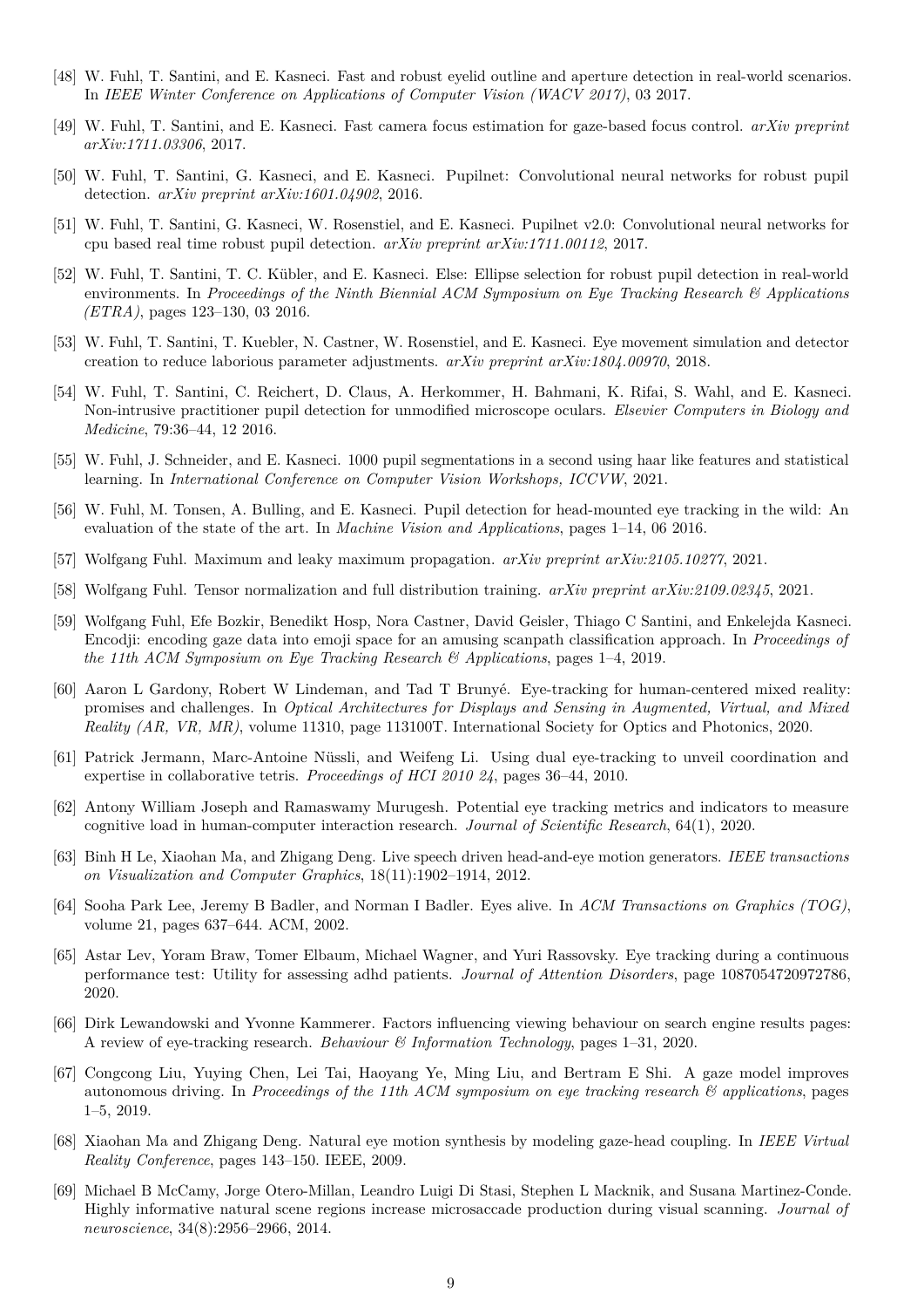[48] W. Fuhl, T. Santini, and E. Kasneci. Fast and robust eyelid outline and aperture detection in real-world scenarios. In *IEEE Winter Conference on Applications of Computer Vision (WACV 2017)*, 03 2017.

[49] W. Fuhl, T. Santini, and E. Kasneci. Fast camera focus estimation for gaze-based focus control. *arXiv preprint arXiv:1711.03306*, 2017.

[50] W. Fuhl, T. Santini, G. Kasneci, and E. Kasneci. Pupilnet: Convolutional neural networks for robust pupil detection. *arXiv preprint arXiv:1601.04902*, 2016.

[51] W. Fuhl, T. Santini, G. Kasneci, W. Rosenstiel, and E. Kasneci. Pupilnet v2.0: Convolutional neural networks for cpu based real time robust pupil detection. *arXiv preprint arXiv:1711.00112*, 2017.

[52] W. Fuhl, T. Santini, T. C. Kübler, and E. Kasneci. Else: Ellipse selection for robust pupil detection in real-world environments. In *Proceedings of the Ninth Biennial ACM Symposium on Eye Tracking Research & Applications (ETRA)*, pages 123–130, 03 2016.

[53] W. Fuhl, T. Santini, T. Kuebler, N. Castner, W. Rosenstiel, and E. Kasneci. Eye movement simulation and detector creation to reduce laborious parameter adjustments. *arXiv preprint arXiv:1804.00970*, 2018.

[54] W. Fuhl, T. Santini, C. Reichert, D. Claus, A. Herkommer, H. Bahmani, K. Rifai, S. Wahl, and E. Kasneci. Non-intrusive practitioner pupil detection for unmodified microscope oculars. *Elsevier Computers in Biology and Medicine*, 79:36–44, 12 2016.

[55] W. Fuhl, J. Schneider, and E. Kasneci. 1000 pupil segmentations in a second using haar like features and statistical learning. In *International Conference on Computer Vision Workshops, ICCVW*, 2021.

[56] W. Fuhl, M. Tonsen, A. Bulling, and E. Kasneci. Pupil detection for head-mounted eye tracking in the wild: An evaluation of the state of the art. In *Machine Vision and Applications*, pages 1–14, 06 2016.

[57] Wolfgang Fuhl. Maximum and leaky maximum propagation. *arXiv preprint arXiv:2105.10277*, 2021.

[58] Wolfgang Fuhl. Tensor normalization and full distribution training. *arXiv preprint arXiv:2109.02345*, 2021.

[59] Wolfgang Fuhl, Efe Bozkir, Benedikt Hosp, Nora Castner, David Geisler, Thiago C Santini, and Enkelejda Kasneci. Encodji: encoding gaze data into emoji space for an amusing scanpath classification approach. In *Proceedings of the 11th ACM Symposium on Eye Tracking Research & Applications*, pages 1–4, 2019.

[60] Aaron L Gardony, Robert W Lindeman, and Tad T Brunyé. Eye-tracking for human-centered mixed reality: promises and challenges. In *Optical Architectures for Displays and Sensing in Augmented, Virtual, and Mixed Reality (AR, VR, MR)*, volume 11310, page 113100T. International Society for Optics and Photonics, 2020.

[61] Patrick Jermann, Marc-Antoine Nüssli, and Weifeng Li. Using dual eye-tracking to unveil coordination and expertise in collaborative tetris. *Proceedings of HCI 2010 24*, pages 36–44, 2010.

[62] Antony William Joseph and Ramaswamy Murugesh. Potential eye tracking metrics and indicators to measure cognitive load in human-computer interaction research. *Journal of Scientific Research*, 64(1), 2020.

[63] Binh H Le, Xiaohan Ma, and Zhigang Deng. Live speech driven head-and-eye motion generators. *IEEE transactions on Visualization and Computer Graphics*, 18(11):1902–1914, 2012.

[64] Sooha Park Lee, Jeremy B Badler, and Norman I Badler. Eyes alive. In *ACM Transactions on Graphics (TOG)*, volume 21, pages 637–644. ACM, 2002.

[65] Astar Lev, Yoram Braw, Tomer Elbaum, Michael Wagner, and Yuri Rassovsky. Eye tracking during a continuous performance test: Utility for assessing adhd patients. *Journal of Attention Disorders*, page 1087054720972786, 2020.

[66] Dirk Lewandowski and Yvonne Kammerer. Factors influencing viewing behaviour on search engine results pages: A review of eye-tracking research. *Behaviour & Information Technology*, pages 1–31, 2020.

[67] Congcong Liu, Yuying Chen, Lei Tai, Haoyang Ye, Ming Liu, and Bertram E Shi. A gaze model improves autonomous driving. In *Proceedings of the 11th ACM symposium on eye tracking research & applications*, pages 1–5, 2019.

[68] Xiaohan Ma and Zhigang Deng. Natural eye motion synthesis by modeling gaze-head coupling. In *IEEE Virtual Reality Conference*, pages 143–150. IEEE, 2009.

[69] Michael B McCamy, Jorge Otero-Millan, Leandro Luigi Di Stasi, Stephen L Macknik, and Susana Martinez-Conde. Highly informative natural scene regions increase microsaccade production during visual scanning. *Journal of neuroscience*, 34(8):2956–2966, 2014.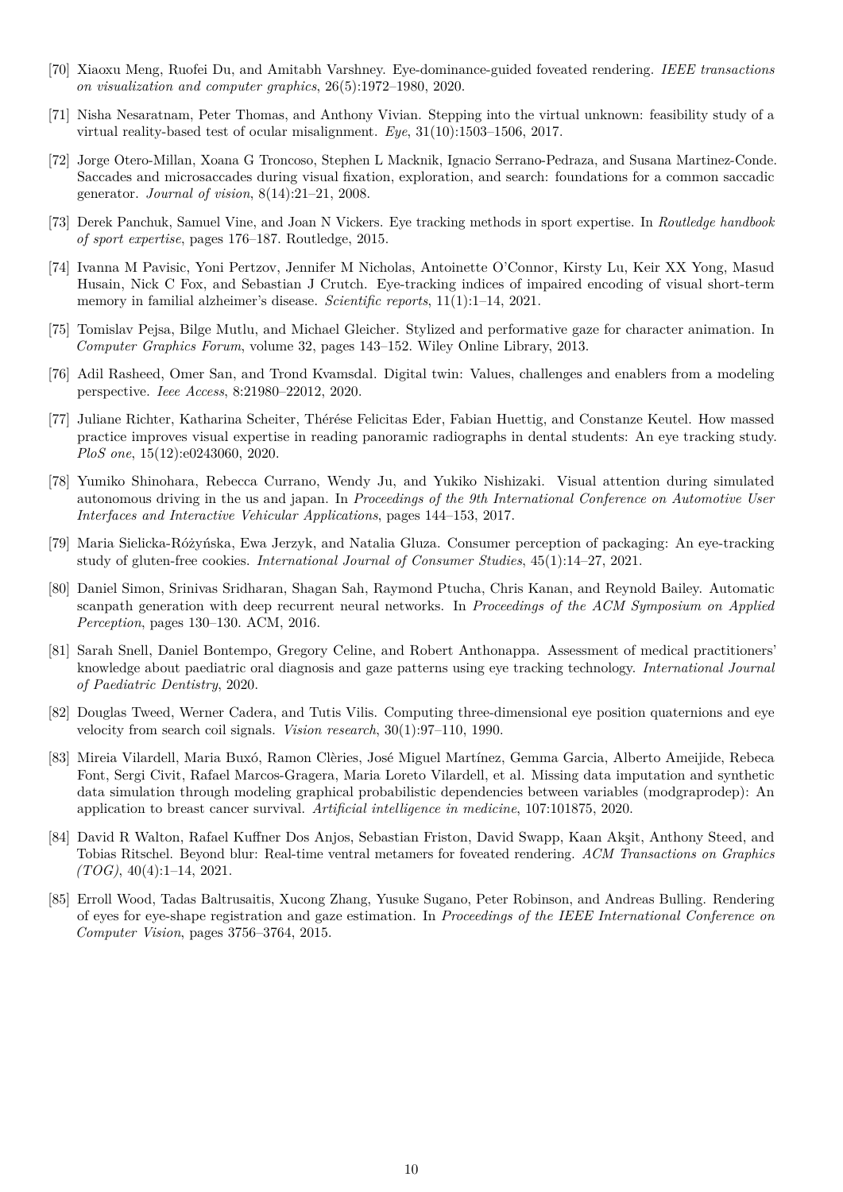[70] Xiaoxu Meng, Ruofei Du, and Amitabh Varshney. Eye-dominance-guided foveated rendering. *IEEE transactions on visualization and computer graphics*, 26(5):1972–1980, 2020.

[71] Nisha Nesaratnam, Peter Thomas, and Anthony Vivian. Stepping into the virtual unknown: feasibility study of a virtual reality-based test of ocular misalignment. *Eye*, 31(10):1503–1506, 2017.

[72] Jorge Otero-Millan, Xoana G Troncoso, Stephen L Macknik, Ignacio Serrano-Pedraza, and Susana Martinez-Conde. Saccades and microsaccades during visual fixation, exploration, and search: foundations for a common saccadic generator. *Journal of vision*, 8(14):21–21, 2008.

[73] Derek Panchuk, Samuel Vine, and Joan N Vickers. Eye tracking methods in sport expertise. In *Routledge handbook of sport expertise*, pages 176–187. Routledge, 2015.

[74] Ivanna M Pavisic, Yoni Pertzov, Jennifer M Nicholas, Antoinette O'Connor, Kirsty Lu, Keir XX Yong, Masud Husain, Nick C Fox, and Sebastian J Crutch. Eye-tracking indices of impaired encoding of visual short-term memory in familial alzheimer's disease. *Scientific reports*, 11(1):1–14, 2021.

[75] Tomislav Pejsa, Bilge Mutlu, and Michael Gleicher. Stylized and performative gaze for character animation. In *Computer Graphics Forum*, volume 32, pages 143–152. Wiley Online Library, 2013.

[76] Adil Rasheed, Omer San, and Trond Kvamsdal. Digital twin: Values, challenges and enablers from a modeling perspective. *Ieee Access*, 8:21980–22012, 2020.

[77] Juliane Richter, Katharina Scheiter, Thérése Felicitas Eder, Fabian Huettig, and Constanze Keutel. How massed practice improves visual expertise in reading panoramic radiographs in dental students: An eye tracking study. *PloS one*, 15(12):e0243060, 2020.

[78] Yumiko Shinohara, Rebecca Currano, Wendy Ju, and Yukiko Nishizaki. Visual attention during simulated autonomous driving in the us and japan. In *Proceedings of the 9th International Conference on Automotive User Interfaces and Interactive Vehicular Applications*, pages 144–153, 2017.

[79] Maria Sielicka-Różyńska, Ewa Jerzyk, and Natalia Gluza. Consumer perception of packaging: An eye-tracking study of gluten-free cookies. *International Journal of Consumer Studies*, 45(1):14–27, 2021.

[80] Daniel Simon, Srinivas Sridharan, Shagan Sah, Raymond Ptucha, Chris Kanan, and Reynold Bailey. Automatic scanpath generation with deep recurrent neural networks. In *Proceedings of the ACM Symposium on Applied Perception*, pages 130–130. ACM, 2016.

[81] Sarah Snell, Daniel Bontempo, Gregory Celine, and Robert Anthonappa. Assessment of medical practitioners' knowledge about paediatric oral diagnosis and gaze patterns using eye tracking technology. *International Journal of Paediatric Dentistry*, 2020.

[82] Douglas Tweed, Werner Cadera, and Tutis Vilis. Computing three-dimensional eye position quaternions and eye velocity from search coil signals. *Vision research*, 30(1):97–110, 1990.

[83] Mireia Vilardell, Maria Buxó, Ramon Clèries, José Miguel Martínez, Gemma Garcia, Alberto Ameijide, Rebeca Font, Sergi Civit, Rafael Marcos-Gragera, Maria Loreto Vilardell, et al. Missing data imputation and synthetic data simulation through modeling graphical probabilistic dependencies between variables (modgraprodep): An application to breast cancer survival. *Artificial intelligence in medicine*, 107:101875, 2020.

[84] David R Walton, Rafael Kuffner Dos Anjos, Sebastian Friston, David Swapp, Kaan Akşit, Anthony Steed, and Tobias Ritschel. Beyond blur: Real-time ventral metamers for foveated rendering. *ACM Transactions on Graphics (TOG)*, 40(4):1–14, 2021.

[85] Erroll Wood, Tadas Baltrusaitis, Xucong Zhang, Yusuke Sugano, Peter Robinson, and Andreas Bulling. Rendering of eyes for eye-shape registration and gaze estimation. In *Proceedings of the IEEE International Conference on Computer Vision*, pages 3756–3764, 2015.